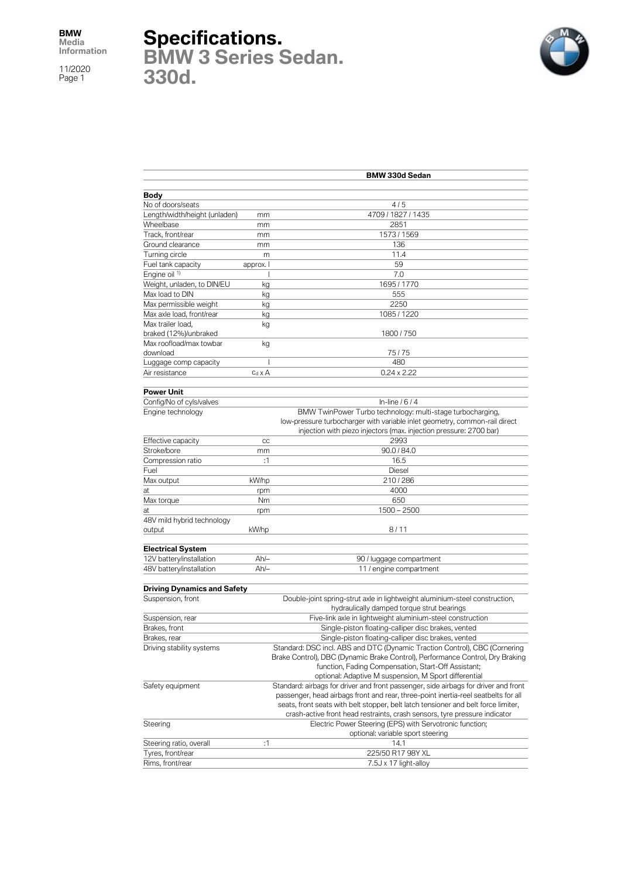# Specifications.
## BMW 3 Series Sedan.
## 330d.

| | | BMW 330d Sedan |
|---|---|---|
| **Body** | | |
| No of doors/seats | | 4 / 5 |
| Length/width/height (unladen) | mm | 4709 / 1827 / 1435 |
| Wheelbase | mm | 2851 |
| Track, front/rear | mm | 1573 / 1569 |
| Ground clearance | mm | 136 |
| Turning circle | m | 11.4 |
| Fuel tank capacity | approx. l | 59 |
| Engine oil [1] | l | 7.0 |
| Weight, unladen, to DIN/EU | kg | 1695 / 1770 |
| Max load to DIN | kg | 555 |
| Max permissible weight | kg | 2250 |
| Max axle load, front/rear | kg | 1085 / 1220 |
| Max trailer load, braked (12%)/unbraked | kg | 1800 / 750 |
| Max roofload/max towbar download | kg | 75 / 75 |
| Luggage comp capacity | l | 480 |
| Air resistance | $c_d$ x A | 0.24 x 2.22 |
| **Power Unit** | | |
| Config/No of cyls/valves | | In-line / 6 / 4 |
| Engine technology | | BMW TwinPower Turbo technology: multi-stage turbocharging, low-pressure turbocharger with variable inlet geometry, common-rail direct injection with piezo injectors (max. injection pressure: 2700 bar) |
| Effective capacity | cc | 2993 |
| Stroke/bore | mm | 90.0 / 84.0 |
| Compression ratio | :1 | 16.5 |
| Fuel | | Diesel |
| Max output | kW/hp | 210 / 286 |
| at | rpm | 4000 |
| Max torque | Nm | 650 |
| at | rpm | 1500 – 2500 |
| 48V mild hybrid technology output | kW/hp | 8 / 11 |
| **Electrical System** | | |
| 12V battery/installation | Ah/– | 90 / luggage compartment |
| 48V battery/installation | Ah/– | 11 / engine compartment |
| **Driving Dynamics and Safety** | | |
| Suspension, front | | Double-joint spring-strut axle in lightweight aluminium-steel construction, hydraulically damped torque strut bearings |
| Suspension, rear | | Five-link axle in lightweight aluminium-steel construction |
| Brakes, front | | Single-piston floating-calliper disc brakes, vented |
| Brakes, rear | | Single-piston floating-calliper disc brakes, vented |
| Driving stability systems | | Standard: DSC incl. ABS and DTC (Dynamic Traction Control), CBC (Cornering Brake Control), DBC (Dynamic Brake Control), Performance Control, Dry Braking function, Fading Compensation, Start-Off Assistant; optional: Adaptive M suspension, M Sport differential |
| Safety equipment | | Standard: airbags for driver and front passenger, side airbags for driver and front passenger, head airbags front and rear, three-point inertia-reel seatbelts for all seats, front seats with belt stopper, belt latch tensioner and belt force limiter, crash-active front head restraints, crash sensors, tyre pressure indicator |
| Steering | | Electric Power Steering (EPS) with Servotronic function; optional: variable sport steering |
| Steering ratio, overall | :1 | 14.1 |
| Tyres, front/rear | | 225/50 R17 98Y XL |
| Rims, front/rear | | 7.5J x 17 light-alloy |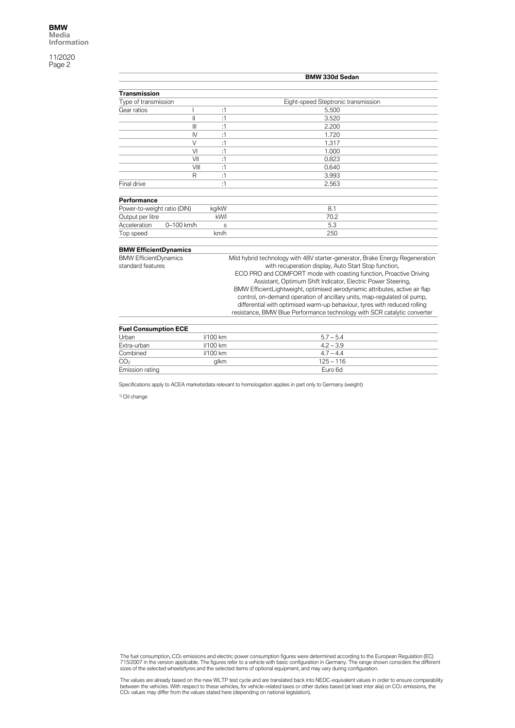| | | | BMW 330d Sedan |
|---|---|---|---|
| **Transmission** | | | |
| Type of transmission | | | Eight-speed Steptronic transmission |
| Gear ratios | I | :1 | 5.500 |
| | II | :1 | 3.520 |
| | III | :1 | 2.200 |
| | IV | :1 | 1.720 |
| | V | :1 | 1.317 |
| | VI | :1 | 1.000 |
| | VII | :1 | 0.823 |
| | VIII | :1 | 0.640 |
| | R | :1 | 3.993 |
| Final drive | | :1 | 2.563 |
| **Performance** | | | |
| Power-to-weight ratio (DIN) | | kg/kW | 8.1 |
| Output per litre | | kW/l | 70.2 |
| Acceleration | 0–100 km/h | s | 5.3 |
| Top speed | | km/h | 250 |
| **BMW EfficientDynamics** | | | |
| BMW EfficientDynamics standard features | | | Mild hybrid technology with 48V starter-generator, Brake Energy Regeneration with recuperation display, Auto Start Stop function, ECO PRO and COMFORT mode with coasting function, Proactive Driving Assistant, Optimum Shift Indicator, Electric Power Steering, BMW EfficientLightweight, optimised aerodynamic attributes, active air flap control, on-demand operation of ancillary units, map-regulated oil pump, differential with optimised warm-up behaviour, tyres with reduced rolling resistance, BMW Blue Performance technology with SCR catalytic converter |
| **Fuel Consumption ECE** | | | |
| Urban | | l/100 km | 5.7 – 5.4 |
| Extra-urban | | l/100 km | 4.2 – 3.9 |
| Combined | | l/100 km | 4.7 – 4.4 |
| $CO_2$ | | g/km | 125 – 116 |
| Emission rating | | | Euro 6d |

Specifications apply to ACEA markets/data relevant to homologation applies in part only to Germany (weight)

[1] Oil change

The fuel consumption, $CO_2$ emissions and electric power consumption figures were determined according to the European Regulation (EC) 715/2007 in the version applicable. The figures refer to a vehicle with basic configuration in Germany. The range shown considers the different sizes of the selected wheels/tyres and the selected items of optional equipment, and may vary during configuration.

The values are already based on the new WLTP test cycle and are translated back into NEDC-equivalent values in order to ensure comparability between the vehicles. With respect to these vehicles, for vehicle-related taxes or other duties based (at least inter alia) on $CO_2$ emissions, the $CO_2$ values may differ from the values stated here (depending on national legislation).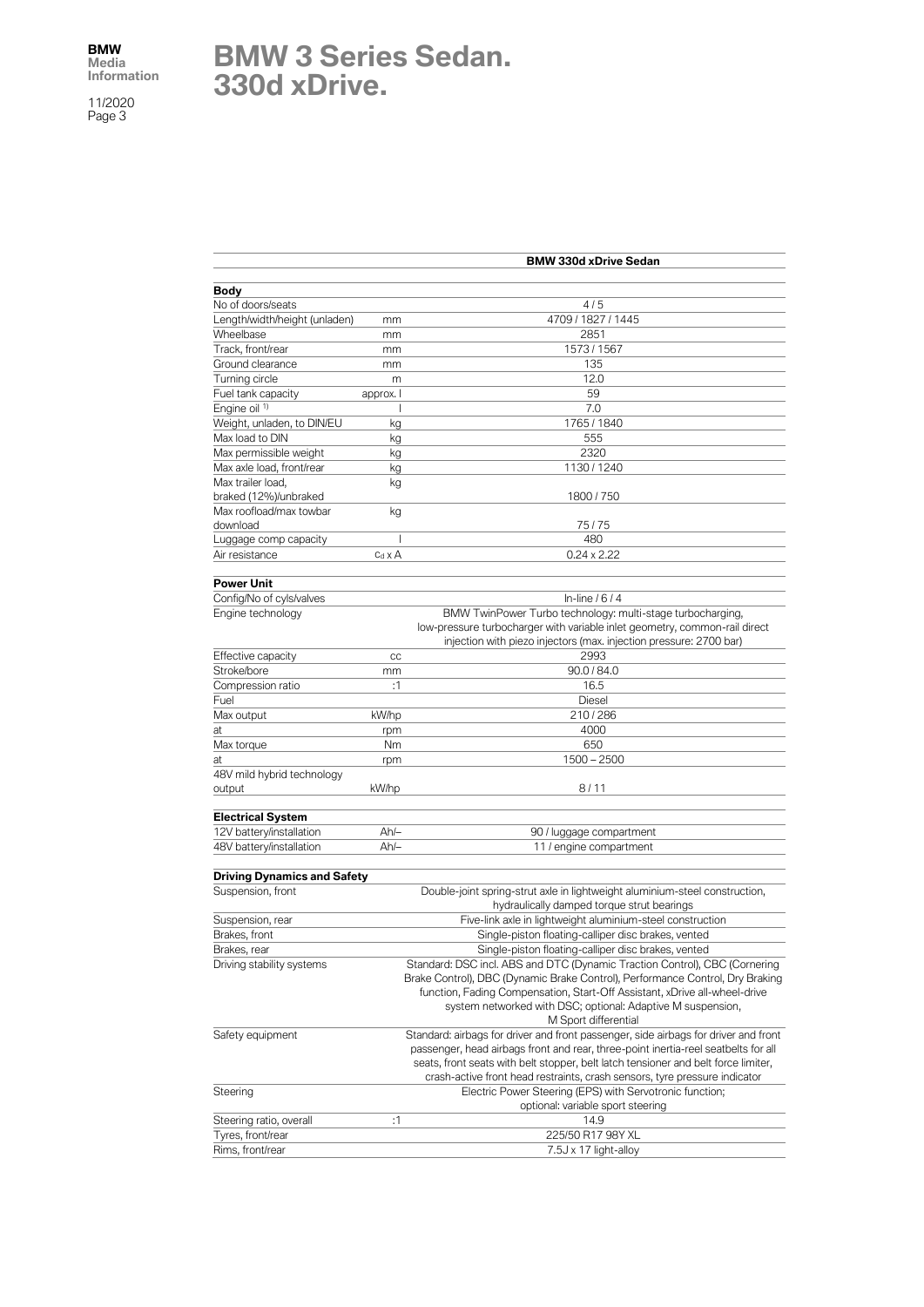# BMW 3 Series Sedan. 330d xDrive.

| | | BMW 330d xDrive Sedan |
|---|---|---|
| **Body** | | |
| No of doors/seats | | 4 / 5 |
| Length/width/height (unladen) | mm | 4709 / 1827 / 1445 |
| Wheelbase | mm | 2851 |
| Track, front/rear | mm | 1573 / 1567 |
| Ground clearance | mm | 135 |
| Turning circle | m | 12.0 |
| Fuel tank capacity | approx. l | 59 |
| Engine oil [1] | l | 7.0 |
| Weight, unladen, to DIN/EU | kg | 1765 / 1840 |
| Max load to DIN | kg | 555 |
| Max permissible weight | kg | 2320 |
| Max axle load, front/rear | kg | 1130 / 1240 |
| Max trailer load, braked (12%)/unbraked | kg | 1800 / 750 |
| Max roofload/max towbar download | kg | 75 / 75 |
| Luggage comp capacity | l | 480 |
| Air resistance | $c_d$ x A | 0.24 x 2.22 |
| **Power Unit** | | |
| Config/No of cyls/valves | | In-line / 6 / 4 |
| Engine technology | | BMW TwinPower Turbo technology: multi-stage turbocharging, low-pressure turbocharger with variable inlet geometry, common-rail direct injection with piezo injectors (max. injection pressure: 2700 bar) |
| Effective capacity | cc | 2993 |
| Stroke/bore | mm | 90.0 / 84.0 |
| Compression ratio | :1 | 16.5 |
| Fuel | | Diesel |
| Max output | kW/hp | 210 / 286 |
| at | rpm | 4000 |
| Max torque | Nm | 650 |
| at | rpm | 1500 – 2500 |
| 48V mild hybrid technology output | kW/hp | 8 / 11 |
| **Electrical System** | | |
| 12V battery/installation | Ah/– | 90 / luggage compartment |
| 48V battery/installation | Ah/– | 11 / engine compartment |
| **Driving Dynamics and Safety** | | |
| Suspension, front | | Double-joint spring-strut axle in lightweight aluminium-steel construction, hydraulically damped torque strut bearings |
| Suspension, rear | | Five-link axle in lightweight aluminium-steel construction |
| Brakes, front | | Single-piston floating-calliper disc brakes, vented |
| Brakes, rear | | Single-piston floating-calliper disc brakes, vented |
| Driving stability systems | | Standard: DSC incl. ABS and DTC (Dynamic Traction Control), CBC (Cornering Brake Control), DBC (Dynamic Brake Control), Performance Control, Dry Braking function, Fading Compensation, Start-Off Assistant, xDrive all-wheel-drive system networked with DSC; optional: Adaptive M suspension, M Sport differential |
| Safety equipment | | Standard: airbags for driver and front passenger, side airbags for driver and front passenger, head airbags front and rear, three-point inertia-reel seatbelts for all seats, front seats with belt stopper, belt latch tensioner and belt force limiter, crash-active front head restraints, crash sensors, tyre pressure indicator |
| Steering | | Electric Power Steering (EPS) with Servotronic function; optional: variable sport steering |
| Steering ratio, overall | :1 | 14.9 |
| Tyres, front/rear | | 225/50 R17 98Y XL |
| Rims, front/rear | | 7.5J x 17 light-alloy |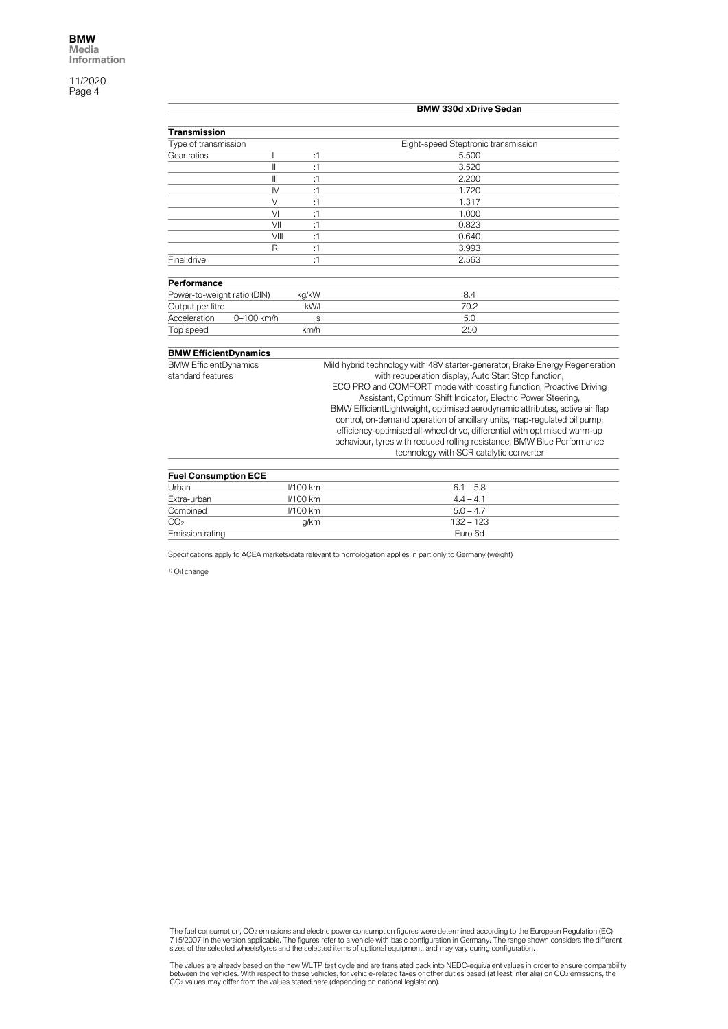| | | | BMW 330d xDrive Sedan |
|---|---|---|---|
| **Transmission** | | | |
| Type of transmission | | | Eight-speed Steptronic transmission |
| Gear ratios | I | :1 | 5.500 |
| | II | :1 | 3.520 |
| | III | :1 | 2.200 |
| | IV | :1 | 1.720 |
| | V | :1 | 1.317 |
| | VI | :1 | 1.000 |
| | VII | :1 | 0.823 |
| | VIII | :1 | 0.640 |
| | R | :1 | 3.993 |
| Final drive | | :1 | 2.563 |
| **Performance** | | | |
| Power-to-weight ratio (DIN) | | kg/kW | 8.4 |
| Output per litre | | kW/l | 70.2 |
| Acceleration | 0–100 km/h | s | 5.0 |
| Top speed | | km/h | 250 |
| **BMW EfficientDynamics** | | | |
| BMW EfficientDynamics standard features | | | Mild hybrid technology with 48V starter-generator, Brake Energy Regeneration with recuperation display, Auto Start Stop function, ECO PRO and COMFORT mode with coasting function, Proactive Driving Assistant, Optimum Shift Indicator, Electric Power Steering, BMW EfficientLightweight, optimised aerodynamic attributes, active air flap control, on-demand operation of ancillary units, map-regulated oil pump, efficiency-optimised all-wheel drive, differential with optimised warm-up behaviour, tyres with reduced rolling resistance, BMW Blue Performance technology with SCR catalytic converter |
| **Fuel Consumption ECE** | | | |
| Urban | | l/100 km | 6.1 – 5.8 |
| Extra-urban | | l/100 km | 4.4 – 4.1 |
| Combined | | l/100 km | 5.0 – 4.7 |
| $CO_2$ | | g/km | 132 – 123 |
| Emission rating | | | Euro 6d |

Specifications apply to ACEA markets/data relevant to homologation applies in part only to Germany (weight)

[1] Oil change

The fuel consumption, $CO_2$ emissions and electric power consumption figures were determined according to the European Regulation (EC) 715/2007 in the version applicable. The figures refer to a vehicle with basic configuration in Germany. The range shown considers the different sizes of the selected wheels/tyres and the selected items of optional equipment, and may vary during configuration.

The values are already based on the new WLTP test cycle and are translated back into NEDC-equivalent values in order to ensure comparability between the vehicles. With respect to these vehicles, for vehicle-related taxes or other duties based (at least inter alia) on $CO_2$ emissions, the $CO_2$ values may differ from the values stated here (depending on national legislation).